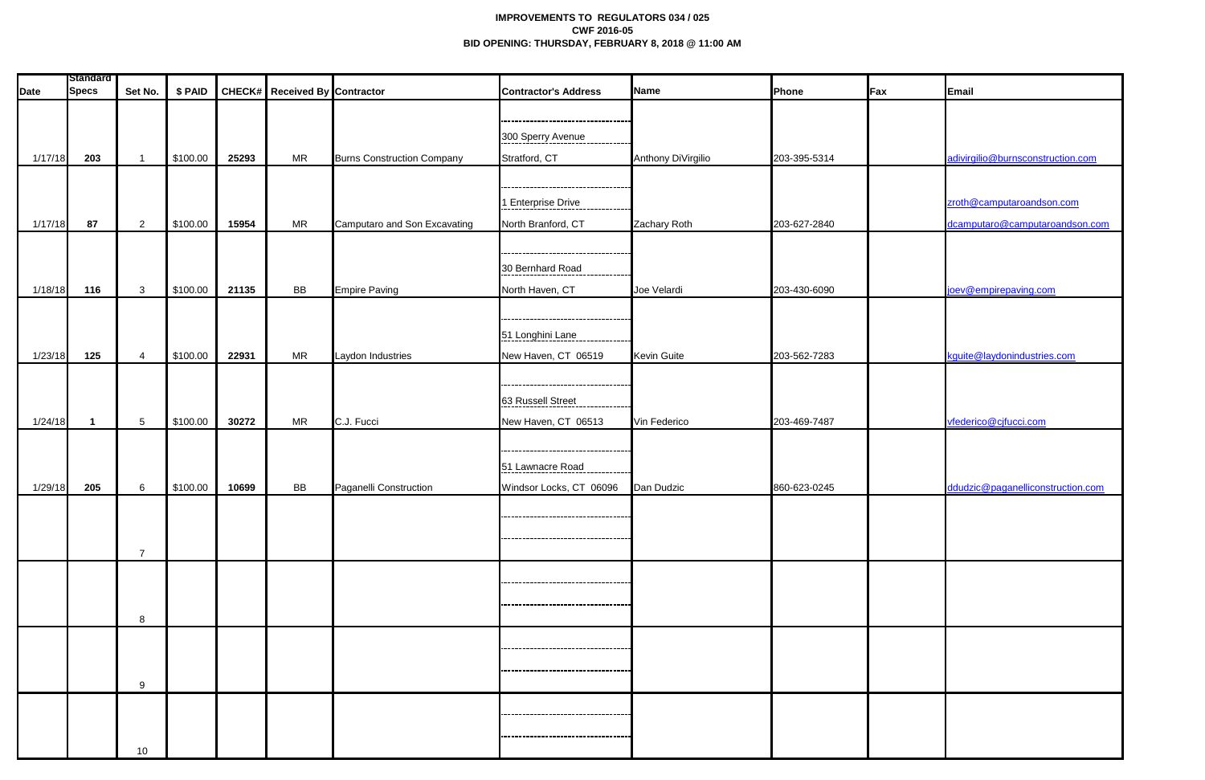**IMPROVEMENTS TO REGULATORS 034 / 025**
**CWF 2016-05**
**BID OPENING: THURSDAY, FEBRUARY 8, 2018 @ 11:00 AM**

| Date | Standard Specs | Set No. | $ PAID | CHECK# | Received By | Contractor | Contractor's Address | Name | Phone | Fax | Email |
|---|---|---|---|---|---|---|---|---|---|---|---|
| 1/17/18 | 203 | 1 | $100.00 | 25293 | MR | Burns Construction Company | 300 Sperry Avenue<br>Stratford, CT | Anthony DiVirgilio | 203-395-5314 | | adivirgilio@burnsconstruction.com |
| 1/17/18 | 87 | 2 | $100.00 | 15954 | MR | Camputaro and Son Excavating | 1 Enterprise Drive<br>North Branford, CT | Zachary Roth | 203-627-2840 | | zroth@camputaroandson.com<br>dcamputaro@camputaroandson.com |
| 1/18/18 | 116 | 3 | $100.00 | 21135 | BB | Empire Paving | 30 Bernhard Road<br>North Haven, CT | Joe Velardi | 203-430-6090 | | joev@empirepaving.com |
| 1/23/18 | 125 | 4 | $100.00 | 22931 | MR | Laydon Industries | 51 Longhini Lane<br>New Haven, CT 06519 | Kevin Guite | 203-562-7283 | | kguite@laydonindustries.com |
| 1/24/18 | 1 | 5 | $100.00 | 30272 | MR | C.J. Fucci | 63 Russell Street<br>New Haven, CT 06513 | Vin Federico | 203-469-7487 | | vfederico@cjfucci.com |
| 1/29/18 | 205 | 6 | $100.00 | 10699 | BB | Paganelli Construction | 51 Lawnacre Road<br>Windsor Locks, CT 06096 | Dan Dudzic | 860-623-0245 | | ddudzic@paganelliconstruction.com |
| | | 7 | | | | | | | | | |
| | | 8 | | | | | | | | | |
| | | 9 | | | | | | | | | |
| | | 10 | | | | | | | | | |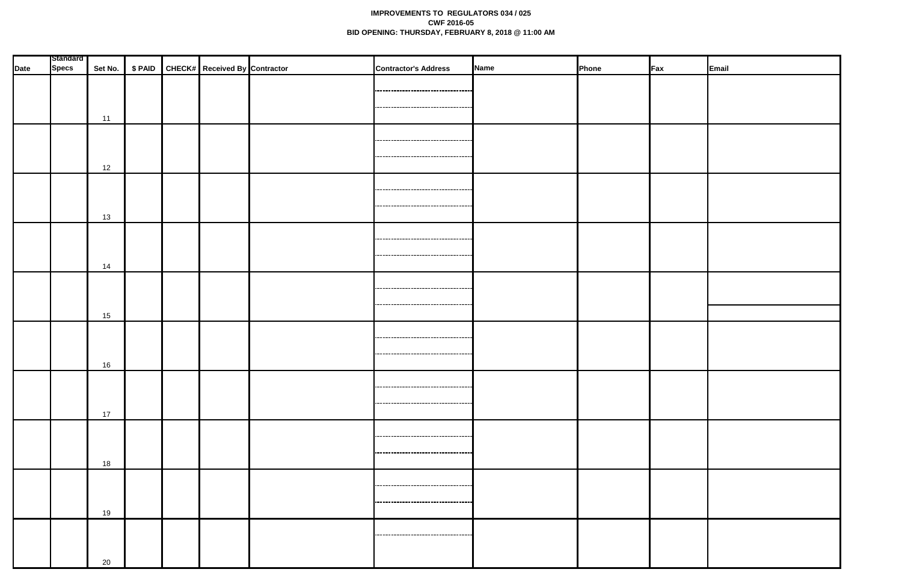**IMPROVEMENTS TO REGULATORS 034 / 025**
**CWF 2016-05**
**BID OPENING: THURSDAY, FEBRUARY 8, 2018 @ 11:00 AM**

| Date | Standard Specs | Set No. | $ PAID | CHECK# | Received By | Contractor | Contractor's Address | Name | Phone | Fax | Email |
|---|---|---|---|---|---|---|---|---|---|---|---|
| | | 11 | | | | | | | | | |
| | | 12 | | | | | | | | | |
| | | 13 | | | | | | | | | |
| | | 14 | | | | | | | | | |
| | | 15 | | | | | | | | | |
| | | 16 | | | | | | | | | |
| | | 17 | | | | | | | | | |
| | | 18 | | | | | | | | | |
| | | 19 | | | | | | | | | |
| | | 20 | | | | | | | | | |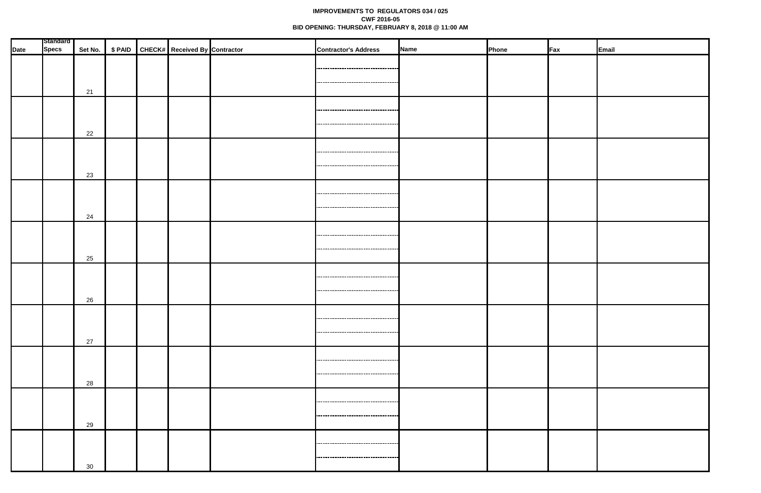**IMPROVEMENTS TO REGULATORS 034 / 025**
**CWF 2016-05**
**BID OPENING: THURSDAY, FEBRUARY 8, 2018 @ 11:00 AM**

| Date | Standard Specs | Set No. | $ PAID | CHECK# | Received By | Contractor | Contractor's Address | Name | Phone | Fax | Email |
|---|---|---|---|---|---|---|---|---|---|---|---|
| | | 21 | | | | | | | | | |
| | | 22 | | | | | | | | | |
| | | 23 | | | | | | | | | |
| | | 24 | | | | | | | | | |
| | | 25 | | | | | | | | | |
| | | 26 | | | | | | | | | |
| | | 27 | | | | | | | | | |
| | | 28 | | | | | | | | | |
| | | 29 | | | | | | | | | |
| | | 30 | | | | | | | | | |